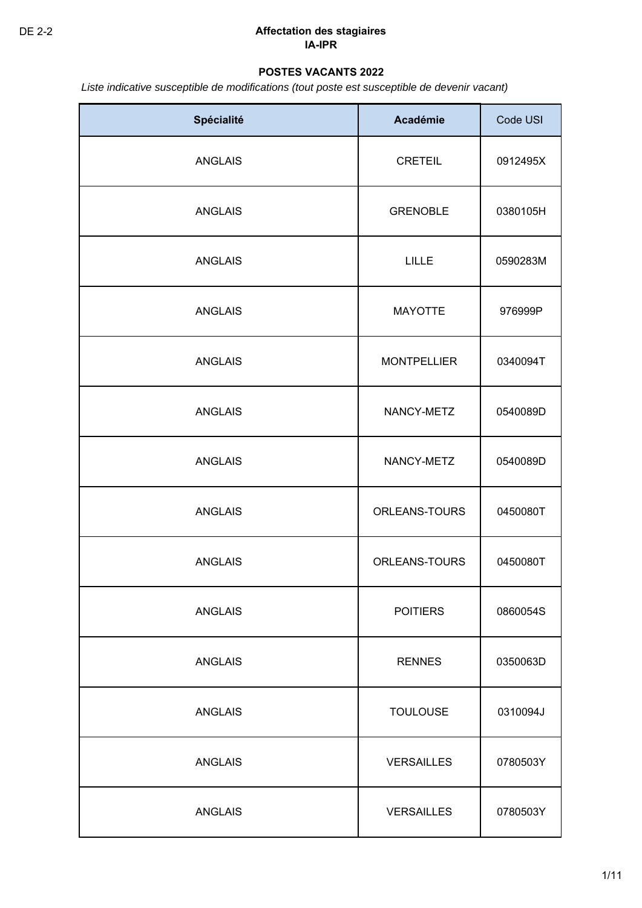DE 2-2

**Affectation des stagiaires**
**IA-IPR**

**POSTES VACANTS 2022**

*Liste indicative susceptible de modifications (tout poste est susceptible de devenir vacant)*

| Spécialité | Académie | Code USI |
|---|---|---|
| ANGLAIS | CRETEIL | 0912495X |
| ANGLAIS | GRENOBLE | 0380105H |
| ANGLAIS | LILLE | 0590283M |
| ANGLAIS | MAYOTTE | 976999P |
| ANGLAIS | MONTPELLIER | 0340094T |
| ANGLAIS | NANCY-METZ | 0540089D |
| ANGLAIS | NANCY-METZ | 0540089D |
| ANGLAIS | ORLEANS-TOURS | 0450080T |
| ANGLAIS | ORLEANS-TOURS | 0450080T |
| ANGLAIS | POITIERS | 0860054S |
| ANGLAIS | RENNES | 0350063D |
| ANGLAIS | TOULOUSE | 0310094J |
| ANGLAIS | VERSAILLES | 0780503Y |
| ANGLAIS | VERSAILLES | 0780503Y |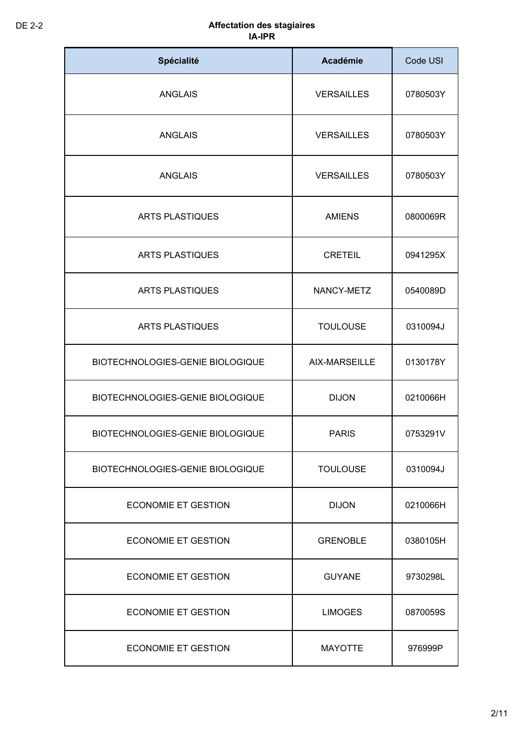**Affectation des stagiaires**
**IA-IPR**

| Spécialité | Académie | Code USI |
|---|---|---|
| ANGLAIS | VERSAILLES | 0780503Y |
| ANGLAIS | VERSAILLES | 0780503Y |
| ANGLAIS | VERSAILLES | 0780503Y |
| ARTS PLASTIQUES | AMIENS | 0800069R |
| ARTS PLASTIQUES | CRETEIL | 0941295X |
| ARTS PLASTIQUES | NANCY-METZ | 0540089D |
| ARTS PLASTIQUES | TOULOUSE | 0310094J |
| BIOTECHNOLOGIES-GENIE BIOLOGIQUE | AIX-MARSEILLE | 0130178Y |
| BIOTECHNOLOGIES-GENIE BIOLOGIQUE | DIJON | 0210066H |
| BIOTECHNOLOGIES-GENIE BIOLOGIQUE | PARIS | 0753291V |
| BIOTECHNOLOGIES-GENIE BIOLOGIQUE | TOULOUSE | 0310094J |
| ECONOMIE ET GESTION | DIJON | 0210066H |
| ECONOMIE ET GESTION | GRENOBLE | 0380105H |
| ECONOMIE ET GESTION | GUYANE | 9730298L |
| ECONOMIE ET GESTION | LIMOGES | 0870059S |
| ECONOMIE ET GESTION | MAYOTTE | 976999P |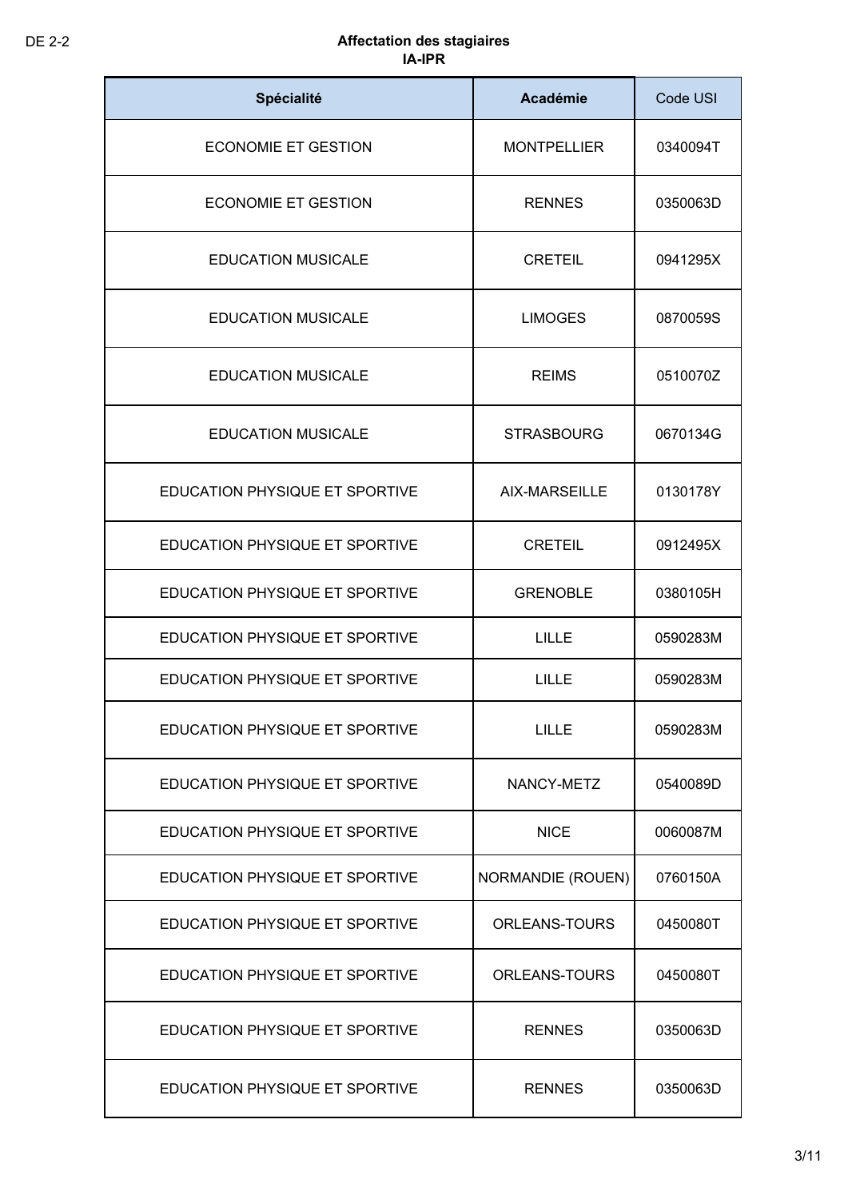DE 2-2

**Affectation des stagiaires**
**IA-IPR**

| Spécialité | Académie | Code USI |
|---|---|---|
| ECONOMIE ET GESTION | MONTPELLIER | 0340094T |
| ECONOMIE ET GESTION | RENNES | 0350063D |
| EDUCATION MUSICALE | CRETEIL | 0941295X |
| EDUCATION MUSICALE | LIMOGES | 0870059S |
| EDUCATION MUSICALE | REIMS | 0510070Z |
| EDUCATION MUSICALE | STRASBOURG | 0670134G |
| EDUCATION PHYSIQUE ET SPORTIVE | AIX-MARSEILLE | 0130178Y |
| EDUCATION PHYSIQUE ET SPORTIVE | CRETEIL | 0912495X |
| EDUCATION PHYSIQUE ET SPORTIVE | GRENOBLE | 0380105H |
| EDUCATION PHYSIQUE ET SPORTIVE | LILLE | 0590283M |
| EDUCATION PHYSIQUE ET SPORTIVE | LILLE | 0590283M |
| EDUCATION PHYSIQUE ET SPORTIVE | LILLE | 0590283M |
| EDUCATION PHYSIQUE ET SPORTIVE | NANCY-METZ | 0540089D |
| EDUCATION PHYSIQUE ET SPORTIVE | NICE | 0060087M |
| EDUCATION PHYSIQUE ET SPORTIVE | NORMANDIE (ROUEN) | 0760150A |
| EDUCATION PHYSIQUE ET SPORTIVE | ORLEANS-TOURS | 0450080T |
| EDUCATION PHYSIQUE ET SPORTIVE | ORLEANS-TOURS | 0450080T |
| EDUCATION PHYSIQUE ET SPORTIVE | RENNES | 0350063D |
| EDUCATION PHYSIQUE ET SPORTIVE | RENNES | 0350063D |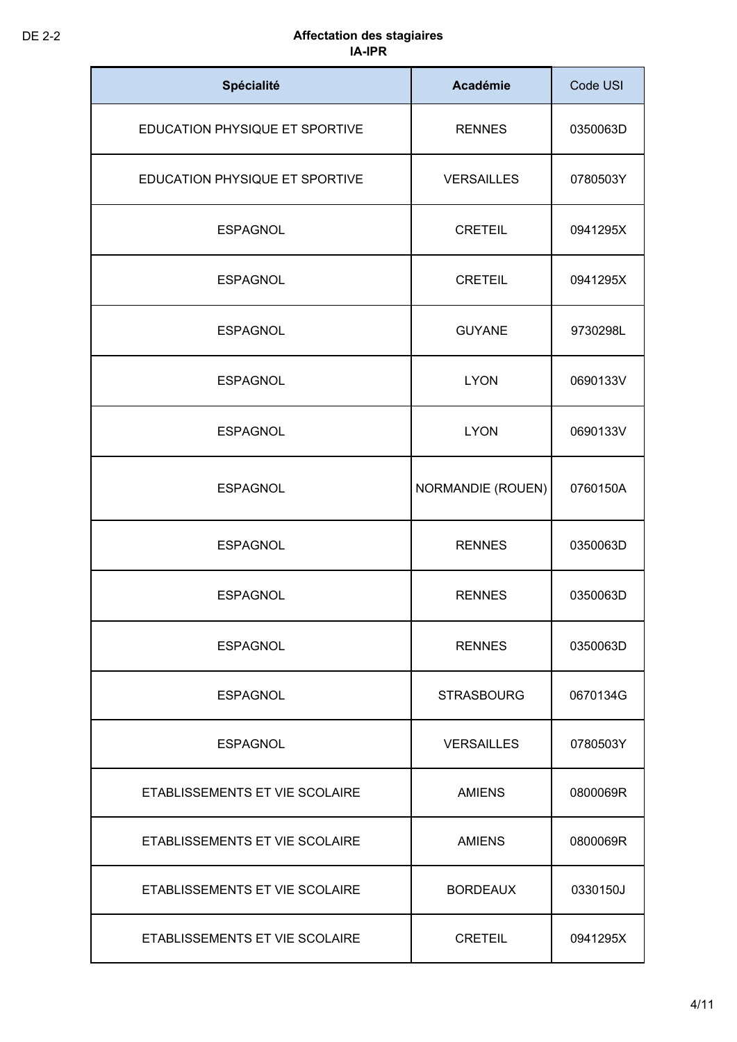**Affectation des stagiaires**
**IA-IPR**

| Spécialité | Académie | Code USI |
|---|---|---|
| EDUCATION PHYSIQUE ET SPORTIVE | RENNES | 0350063D |
| EDUCATION PHYSIQUE ET SPORTIVE | VERSAILLES | 0780503Y |
| ESPAGNOL | CRETEIL | 0941295X |
| ESPAGNOL | CRETEIL | 0941295X |
| ESPAGNOL | GUYANE | 9730298L |
| ESPAGNOL | LYON | 0690133V |
| ESPAGNOL | LYON | 0690133V |
| ESPAGNOL | NORMANDIE (ROUEN) | 0760150A |
| ESPAGNOL | RENNES | 0350063D |
| ESPAGNOL | RENNES | 0350063D |
| ESPAGNOL | RENNES | 0350063D |
| ESPAGNOL | STRASBOURG | 0670134G |
| ESPAGNOL | VERSAILLES | 0780503Y |
| ETABLISSEMENTS ET VIE SCOLAIRE | AMIENS | 0800069R |
| ETABLISSEMENTS ET VIE SCOLAIRE | AMIENS | 0800069R |
| ETABLISSEMENTS ET VIE SCOLAIRE | BORDEAUX | 0330150J |
| ETABLISSEMENTS ET VIE SCOLAIRE | CRETEIL | 0941295X |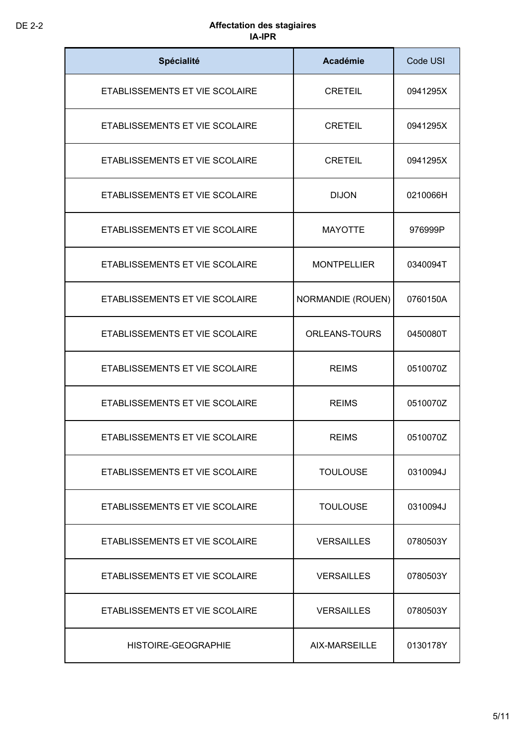**Affectation des stagiaires**
**IA-IPR**

| Spécialité | Académie | Code USI |
|---|---|---|
| ETABLISSEMENTS ET VIE SCOLAIRE | CRETEIL | 0941295X |
| ETABLISSEMENTS ET VIE SCOLAIRE | CRETEIL | 0941295X |
| ETABLISSEMENTS ET VIE SCOLAIRE | CRETEIL | 0941295X |
| ETABLISSEMENTS ET VIE SCOLAIRE | DIJON | 0210066H |
| ETABLISSEMENTS ET VIE SCOLAIRE | MAYOTTE | 976999P |
| ETABLISSEMENTS ET VIE SCOLAIRE | MONTPELLIER | 0340094T |
| ETABLISSEMENTS ET VIE SCOLAIRE | NORMANDIE (ROUEN) | 0760150A |
| ETABLISSEMENTS ET VIE SCOLAIRE | ORLEANS-TOURS | 0450080T |
| ETABLISSEMENTS ET VIE SCOLAIRE | REIMS | 0510070Z |
| ETABLISSEMENTS ET VIE SCOLAIRE | REIMS | 0510070Z |
| ETABLISSEMENTS ET VIE SCOLAIRE | REIMS | 0510070Z |
| ETABLISSEMENTS ET VIE SCOLAIRE | TOULOUSE | 0310094J |
| ETABLISSEMENTS ET VIE SCOLAIRE | TOULOUSE | 0310094J |
| ETABLISSEMENTS ET VIE SCOLAIRE | VERSAILLES | 0780503Y |
| ETABLISSEMENTS ET VIE SCOLAIRE | VERSAILLES | 0780503Y |
| ETABLISSEMENTS ET VIE SCOLAIRE | VERSAILLES | 0780503Y |
| HISTOIRE-GEOGRAPHIE | AIX-MARSEILLE | 0130178Y |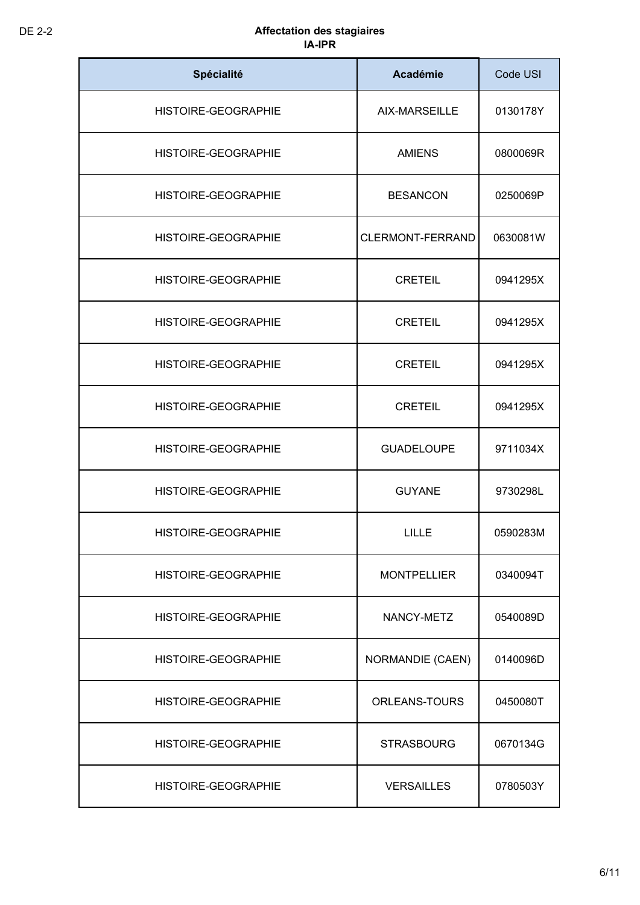**Affectation des stagiaires**
**IA-IPR**

| Spécialité | Académie | Code USI |
|---|---|---|
| HISTOIRE-GEOGRAPHIE | AIX-MARSEILLE | 0130178Y |
| HISTOIRE-GEOGRAPHIE | AMIENS | 0800069R |
| HISTOIRE-GEOGRAPHIE | BESANCON | 0250069P |
| HISTOIRE-GEOGRAPHIE | CLERMONT-FERRAND | 0630081W |
| HISTOIRE-GEOGRAPHIE | CRETEIL | 0941295X |
| HISTOIRE-GEOGRAPHIE | CRETEIL | 0941295X |
| HISTOIRE-GEOGRAPHIE | CRETEIL | 0941295X |
| HISTOIRE-GEOGRAPHIE | CRETEIL | 0941295X |
| HISTOIRE-GEOGRAPHIE | GUADELOUPE | 9711034X |
| HISTOIRE-GEOGRAPHIE | GUYANE | 9730298L |
| HISTOIRE-GEOGRAPHIE | LILLE | 0590283M |
| HISTOIRE-GEOGRAPHIE | MONTPELLIER | 0340094T |
| HISTOIRE-GEOGRAPHIE | NANCY-METZ | 0540089D |
| HISTOIRE-GEOGRAPHIE | NORMANDIE (CAEN) | 0140096D |
| HISTOIRE-GEOGRAPHIE | ORLEANS-TOURS | 0450080T |
| HISTOIRE-GEOGRAPHIE | STRASBOURG | 0670134G |
| HISTOIRE-GEOGRAPHIE | VERSAILLES | 0780503Y |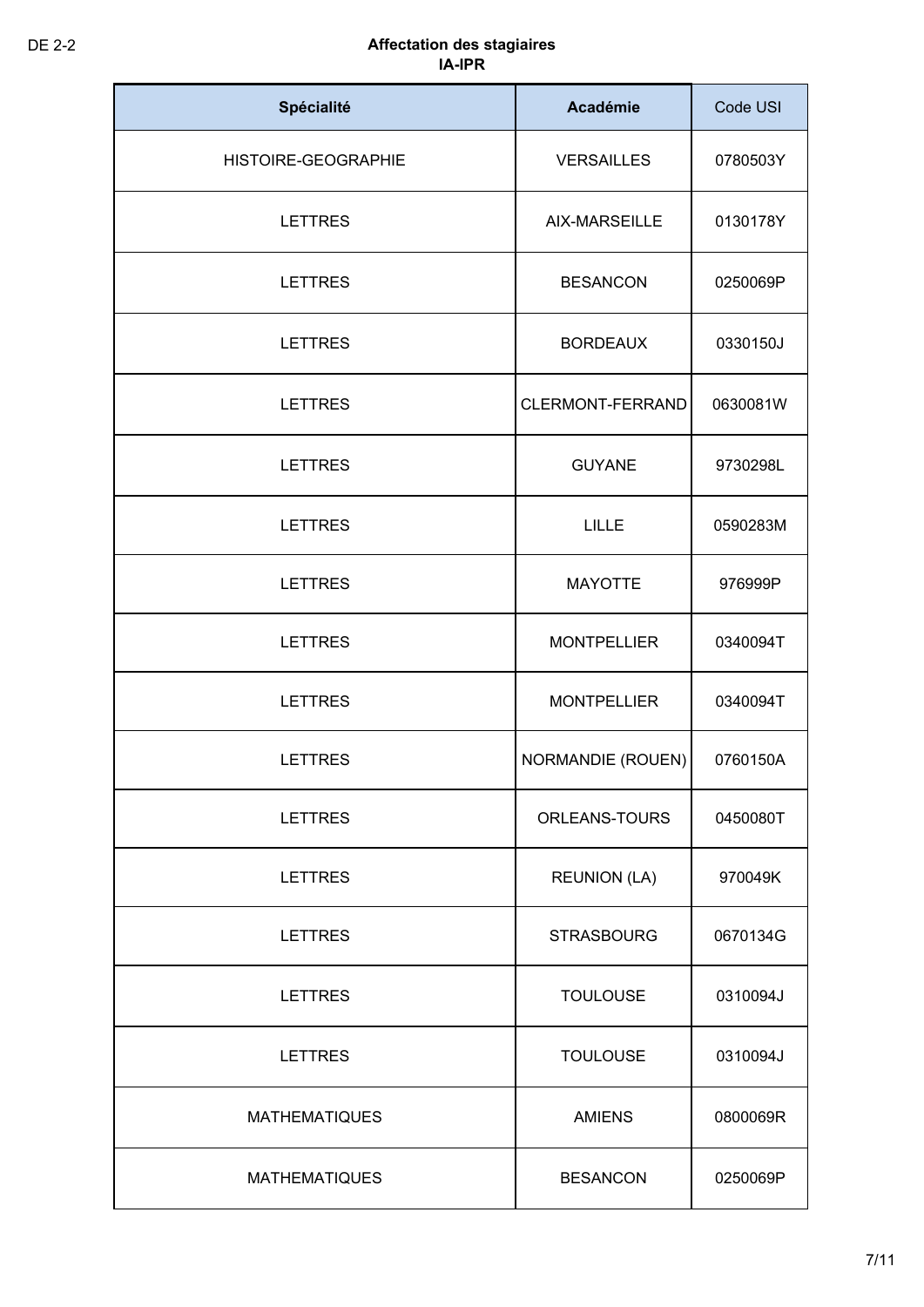DE 2-2

**Affectation des stagiaires**
**IA-IPR**

| Spécialité | Académie | Code USI |
|---|---|---|
| HISTOIRE-GEOGRAPHIE | VERSAILLES | 0780503Y |
| LETTRES | AIX-MARSEILLE | 0130178Y |
| LETTRES | BESANCON | 0250069P |
| LETTRES | BORDEAUX | 0330150J |
| LETTRES | CLERMONT-FERRAND | 0630081W |
| LETTRES | GUYANE | 9730298L |
| LETTRES | LILLE | 0590283M |
| LETTRES | MAYOTTE | 976999P |
| LETTRES | MONTPELLIER | 0340094T |
| LETTRES | MONTPELLIER | 0340094T |
| LETTRES | NORMANDIE (ROUEN) | 0760150A |
| LETTRES | ORLEANS-TOURS | 0450080T |
| LETTRES | REUNION (LA) | 970049K |
| LETTRES | STRASBOURG | 0670134G |
| LETTRES | TOULOUSE | 0310094J |
| LETTRES | TOULOUSE | 0310094J |
| MATHEMATIQUES | AMIENS | 0800069R |
| MATHEMATIQUES | BESANCON | 0250069P |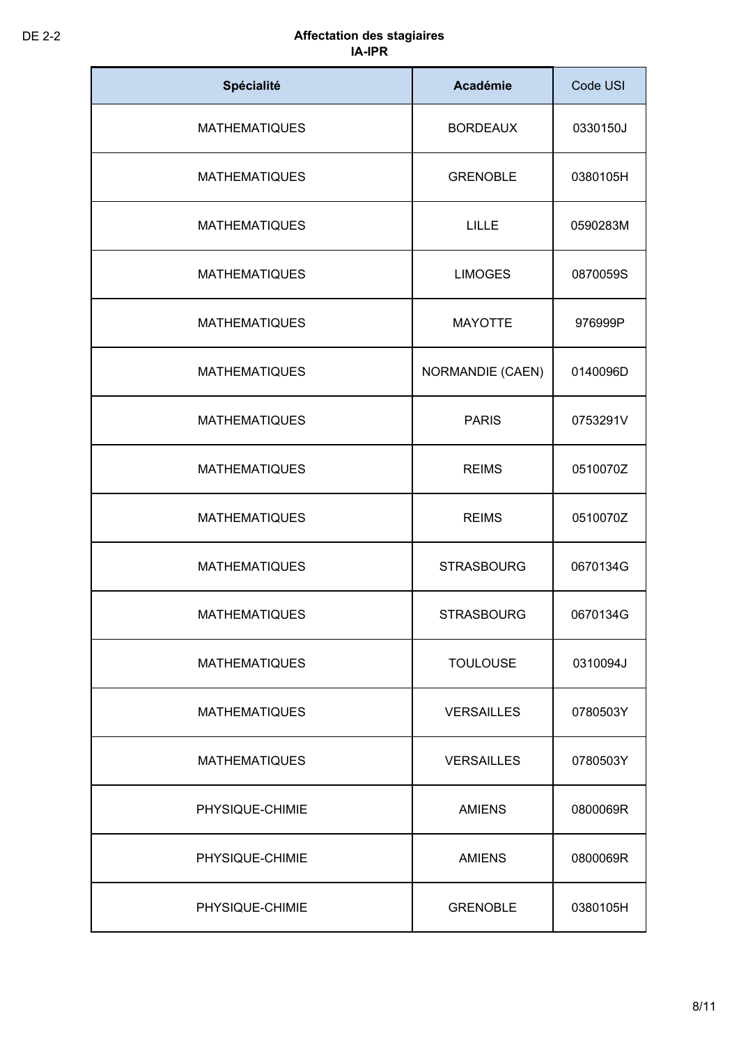DE 2-2

**Affectation des stagiaires**
**IA-IPR**

| Spécialité | Académie | Code USI |
|---|---|---|
| MATHEMATIQUES | BORDEAUX | 0330150J |
| MATHEMATIQUES | GRENOBLE | 0380105H |
| MATHEMATIQUES | LILLE | 0590283M |
| MATHEMATIQUES | LIMOGES | 0870059S |
| MATHEMATIQUES | MAYOTTE | 976999P |
| MATHEMATIQUES | NORMANDIE (CAEN) | 0140096D |
| MATHEMATIQUES | PARIS | 0753291V |
| MATHEMATIQUES | REIMS | 0510070Z |
| MATHEMATIQUES | REIMS | 0510070Z |
| MATHEMATIQUES | STRASBOURG | 0670134G |
| MATHEMATIQUES | STRASBOURG | 0670134G |
| MATHEMATIQUES | TOULOUSE | 0310094J |
| MATHEMATIQUES | VERSAILLES | 0780503Y |
| MATHEMATIQUES | VERSAILLES | 0780503Y |
| PHYSIQUE-CHIMIE | AMIENS | 0800069R |
| PHYSIQUE-CHIMIE | AMIENS | 0800069R |
| PHYSIQUE-CHIMIE | GRENOBLE | 0380105H |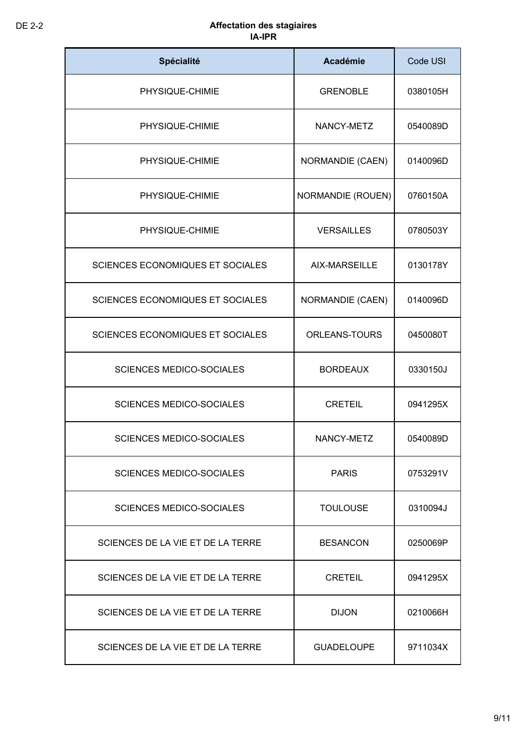**Affectation des stagiaires**
**IA-IPR**

| Spécialité | Académie | Code USI |
|---|---|---|
| PHYSIQUE-CHIMIE | GRENOBLE | 0380105H |
| PHYSIQUE-CHIMIE | NANCY-METZ | 0540089D |
| PHYSIQUE-CHIMIE | NORMANDIE (CAEN) | 0140096D |
| PHYSIQUE-CHIMIE | NORMANDIE (ROUEN) | 0760150A |
| PHYSIQUE-CHIMIE | VERSAILLES | 0780503Y |
| SCIENCES ECONOMIQUES ET SOCIALES | AIX-MARSEILLE | 0130178Y |
| SCIENCES ECONOMIQUES ET SOCIALES | NORMANDIE (CAEN) | 0140096D |
| SCIENCES ECONOMIQUES ET SOCIALES | ORLEANS-TOURS | 0450080T |
| SCIENCES MEDICO-SOCIALES | BORDEAUX | 0330150J |
| SCIENCES MEDICO-SOCIALES | CRETEIL | 0941295X |
| SCIENCES MEDICO-SOCIALES | NANCY-METZ | 0540089D |
| SCIENCES MEDICO-SOCIALES | PARIS | 0753291V |
| SCIENCES MEDICO-SOCIALES | TOULOUSE | 0310094J |
| SCIENCES DE LA VIE ET DE LA TERRE | BESANCON | 0250069P |
| SCIENCES DE LA VIE ET DE LA TERRE | CRETEIL | 0941295X |
| SCIENCES DE LA VIE ET DE LA TERRE | DIJON | 0210066H |
| SCIENCES DE LA VIE ET DE LA TERRE | GUADELOUPE | 9711034X |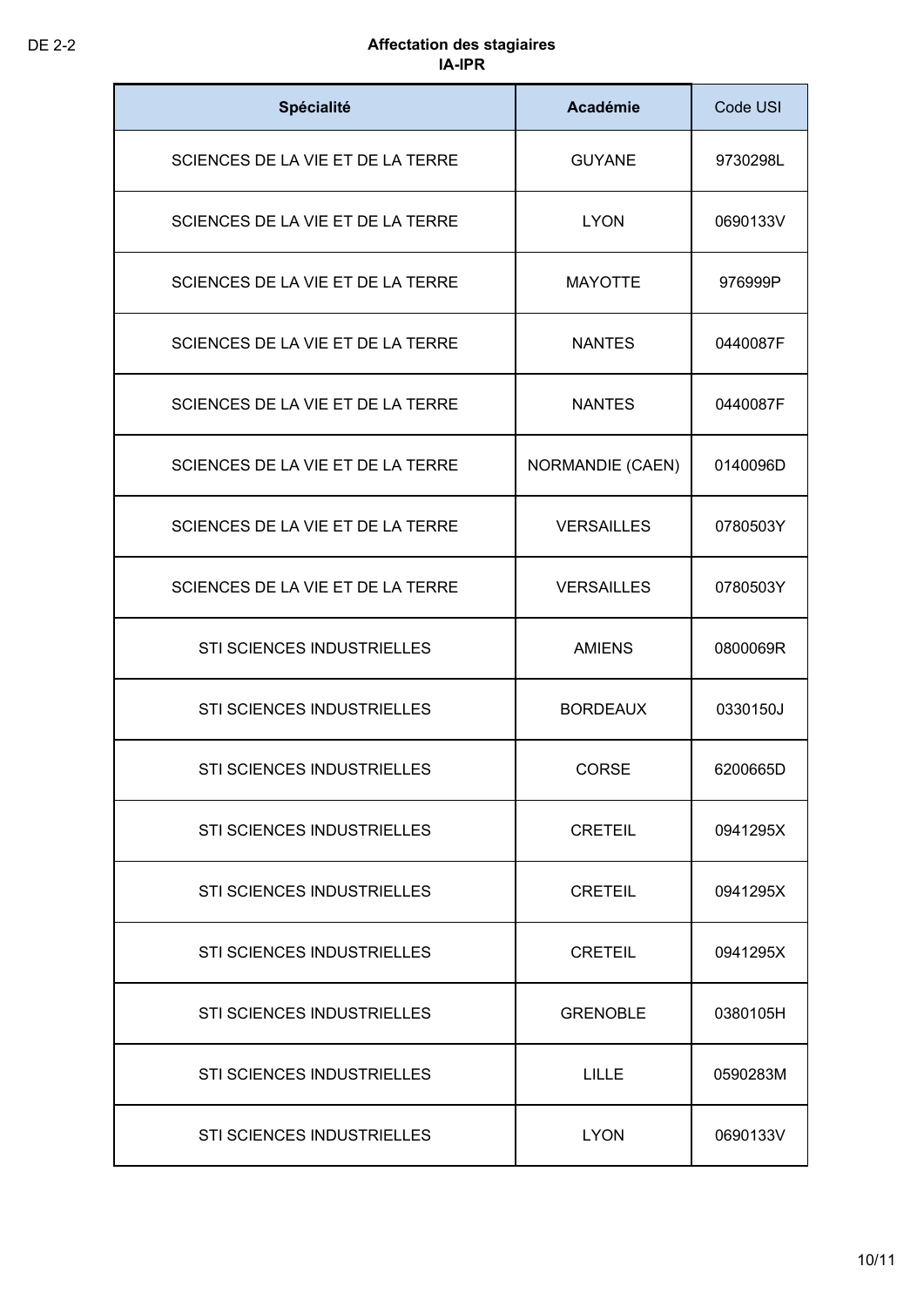DE 2-2

**Affectation des stagiaires**
**IA-IPR**

| Spécialité | Académie | Code USI |
|---|---|---|
| SCIENCES DE LA VIE ET DE LA TERRE | GUYANE | 9730298L |
| SCIENCES DE LA VIE ET DE LA TERRE | LYON | 0690133V |
| SCIENCES DE LA VIE ET DE LA TERRE | MAYOTTE | 976999P |
| SCIENCES DE LA VIE ET DE LA TERRE | NANTES | 0440087F |
| SCIENCES DE LA VIE ET DE LA TERRE | NANTES | 0440087F |
| SCIENCES DE LA VIE ET DE LA TERRE | NORMANDIE (CAEN) | 0140096D |
| SCIENCES DE LA VIE ET DE LA TERRE | VERSAILLES | 0780503Y |
| SCIENCES DE LA VIE ET DE LA TERRE | VERSAILLES | 0780503Y |
| STI SCIENCES INDUSTRIELLES | AMIENS | 0800069R |
| STI SCIENCES INDUSTRIELLES | BORDEAUX | 0330150J |
| STI SCIENCES INDUSTRIELLES | CORSE | 6200665D |
| STI SCIENCES INDUSTRIELLES | CRETEIL | 0941295X |
| STI SCIENCES INDUSTRIELLES | CRETEIL | 0941295X |
| STI SCIENCES INDUSTRIELLES | CRETEIL | 0941295X |
| STI SCIENCES INDUSTRIELLES | GRENOBLE | 0380105H |
| STI SCIENCES INDUSTRIELLES | LILLE | 0590283M |
| STI SCIENCES INDUSTRIELLES | LYON | 0690133V |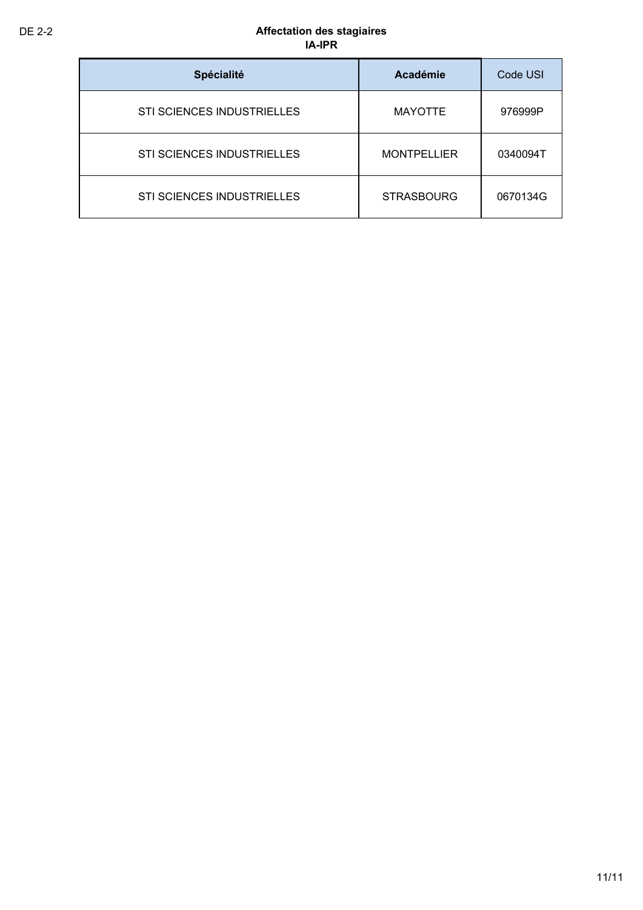DE 2-2

**Affectation des stagiaires**
**IA-IPR**

| Spécialité | Académie | Code USI |
|---|---|---|
| STI SCIENCES INDUSTRIELLES | MAYOTTE | 976999P |
| STI SCIENCES INDUSTRIELLES | MONTPELLIER | 0340094T |
| STI SCIENCES INDUSTRIELLES | STRASBOURG | 0670134G |